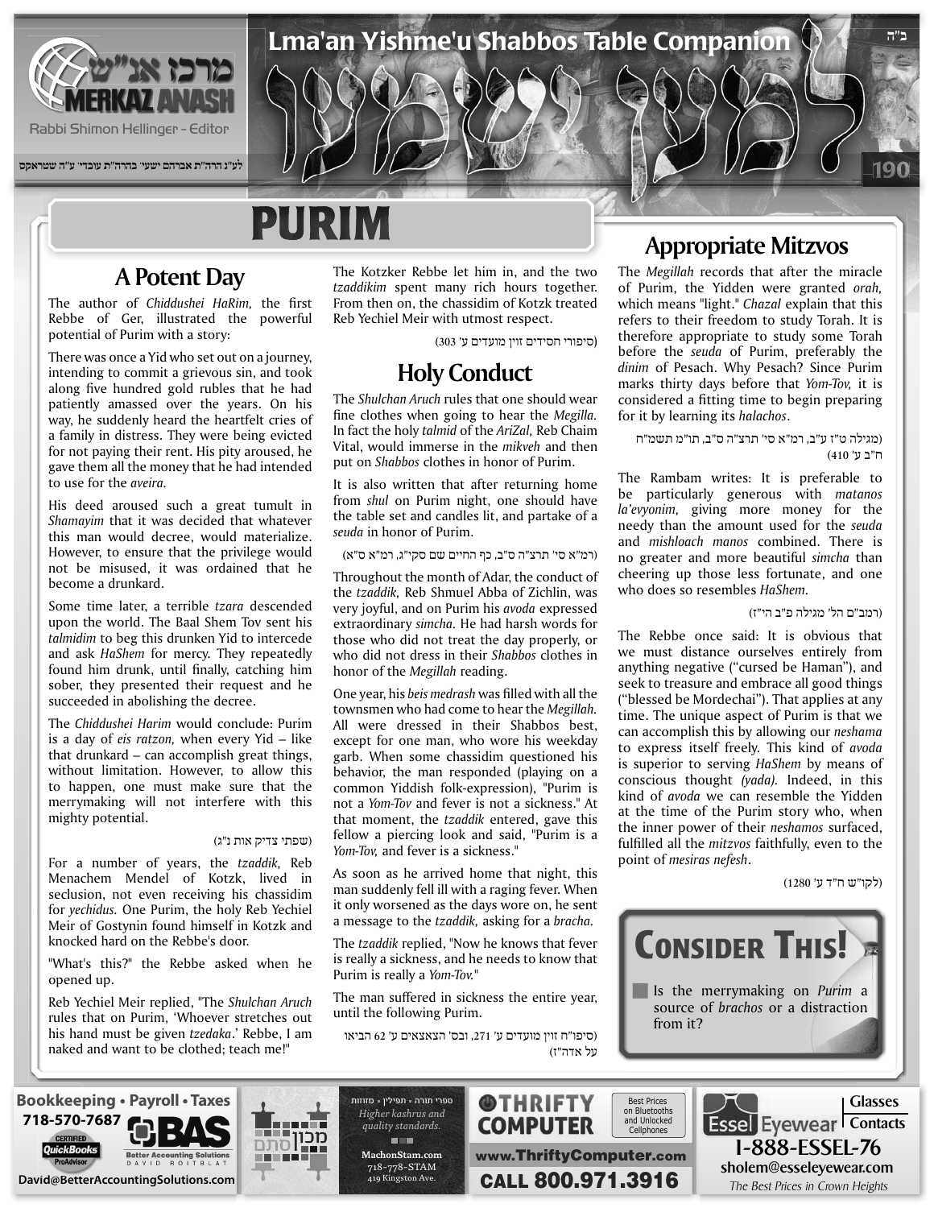# PURIM

## A Potent Day

The author of *Chiddushei HaRim,* the first Rebbe of Ger, illustrated the powerful potential of Purim with a story:

There was once a Yid who set out on a journey, intending to commit a grievous sin, and took along five hundred gold rubles that he had patiently amassed over the years. On his way, he suddenly heard the heartfelt cries of a family in distress. They were being evicted for not paying their rent. His pity aroused, he gave them all the money that he had intended to use for the *aveira.*

His deed aroused such a great tumult in *Shamayim* that it was decided that whatever this man would decree, would materialize. However, to ensure that the privilege would not be misused, it was ordained that he become a drunkard.

Some time later, a terrible *tzara* descended upon the world. The Baal Shem Tov sent his *talmidim* to beg this drunken Yid to intercede and ask *HaShem* for mercy. They repeatedly found him drunk, until finally, catching him sober, they presented their request and he succeeded in abolishing the decree.

The *Chiddushei Harim* would conclude: Purim is a day of *eis ratzon,* when every Yid – like that drunkard – can accomplish great things, without limitation. However, to allow this to happen, one must make sure that the merrymaking will not interfere with this mighty potential.

(שפתי צדיק אות נ"ג)

For a number of years, the *tzaddik,* Reb Menachem Mendel of Kotzk, lived in seclusion, not even receiving his chassidim for *yechidus.* One Purim, the holy Reb Yechiel Meir of Gostynin found himself in Kotzk and knocked hard on the Rebbe's door.

"What's this?" the Rebbe asked when he opened up.

Reb Yechiel Meir replied, "The *Shulchan Aruch* rules that on Purim, 'Whoever stretches out his hand must be given *tzedaka*.' Rebbe, I am naked and want to be clothed; teach me!"

The Kotzker Rebbe let him in, and the two *tzaddikim* spent many rich hours together. From then on, the chassidim of Kotzk treated Reb Yechiel Meir with utmost respect.

(סיפורי חסידים זוין מועדים ע' 303)

## Holy Conduct

The *Shulchan Aruch* rules that one should wear fine clothes when going to hear the *Megilla.* In fact the holy *talmid* of the *AriZal,* Reb Chaim Vital, would immerse in the *mikveh* and then put on *Shabbos* clothes in honor of Purim.

It is also written that after returning home from *shul* on Purim night, one should have the table set and candles lit, and partake of a *seuda* in honor of Purim.

(רמ"א סי' תרצ"ה ס"ב, כף החיים שם סקי"ג, רמ"א ס"א)

Throughout the month of Adar, the conduct of the *tzaddik,* Reb Shmuel Abba of Zichlin, was very joyful, and on Purim his *avoda* expressed extraordinary *simcha.* He had harsh words for those who did not treat the day properly, or who did not dress in their *Shabbos* clothes in honor of the *Megillah* reading.

One year, his *beis medrash* was filled with all the townsmen who had come to hear the *Megillah.* All were dressed in their Shabbos best, except for one man, who wore his weekday garb. When some chassidim questioned his behavior, the man responded (playing on a common Yiddish folk-expression), "Purim is not a *Yom-Tov* and fever is not a sickness." At that moment, the *tzaddik* entered, gave this fellow a piercing look and said, "Purim is a *Yom-Tov,* and fever is a sickness."

As soon as he arrived home that night, this man suddenly fell ill with a raging fever. When it only worsened as the days wore on, he sent a message to the *tzaddik,* asking for a *bracha.*

The *tzaddik* replied, "Now he knows that fever is really a sickness, and he needs to know that Purim is really a *Yom-Tov.*"

The man suffered in sickness the entire year, until the following Purim.

(סיפו"ח זוין מועדים ע' 271, ובס' הצאצאים ע' 62 הביאו על אדה"ז)

## Appropriate Mitzvos

The *Megillah* records that after the miracle of Purim, the Yidden were granted *orah,* which means "light." *Chazal* explain that this refers to their freedom to study Torah. It is therefore appropriate to study some Torah before the *seuda* of Purim, preferably the *dinim* of Pesach. Why Pesach? Since Purim marks thirty days before that *Yom-Tov,* it is considered a fitting time to begin preparing for it by learning its *halachos*.

(מגילה ט"ז ע"ב, רמ"א סי' תרצ"ה ס"ב, תו"מ תשמ"ח ח"ב ע' 410)

The Rambam writes: It is preferable to be particularly generous with *matanos la'evyonim,* giving more money for the needy than the amount used for the *seuda* and *mishloach manos* combined. There is no greater and more beautiful *simcha* than cheering up those less fortunate, and one who does so resembles *HaShem.*

(רמב"ם הל' מגילה פ"ב הי"ז)

The Rebbe once said: It is obvious that we must distance ourselves entirely from anything negative ("cursed be Haman"), and seek to treasure and embrace all good things ("blessed be Mordechai"). That applies at any time. The unique aspect of Purim is that we can accomplish this by allowing our *neshama* to express itself freely. This kind of *avoda* is superior to serving *HaShem* by means of conscious thought *(yada).* Indeed, in this kind of *avoda* we can resemble the Yidden at the time of the Purim story who, when the inner power of their *neshamos* surfaced, fulfilled all the *mitzvos* faithfully, even to the point of *mesiras nefesh*.

(לקו"ש ח"ד ע' 1280)

## Consider This!

- Is the merrymaking on *Purim* a source of *brachos* or a distraction from it?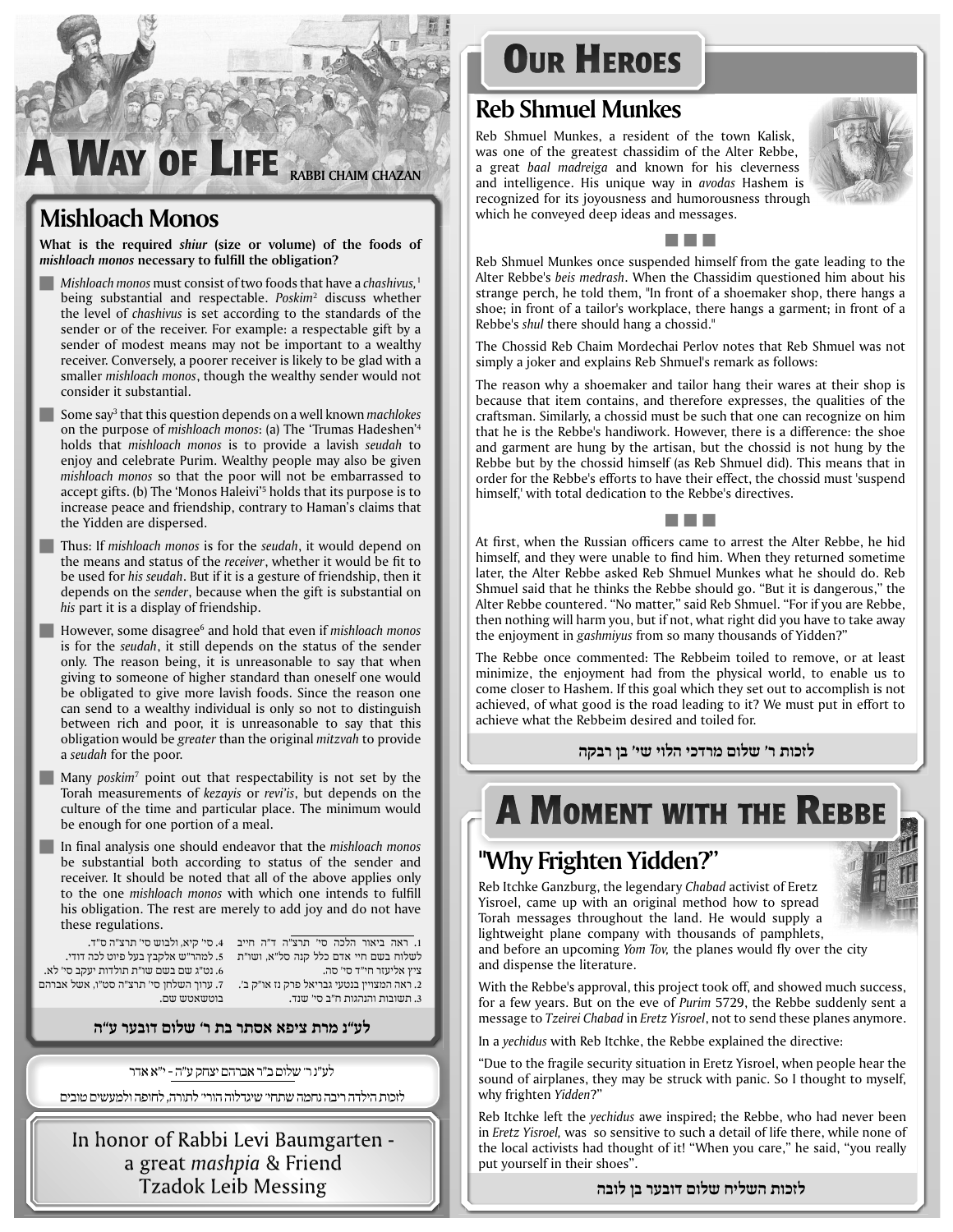# A Way of Life

RABBI CHAIM CHAZAN

## Mishloach Monos

**What is the required *shiur* (size or volume) of the foods of *mishloach monos* necessary to fulfill the obligation?**

- *Mishloach monos* must consist of two foods that have a *chashivus,*[1] being substantial and respectable. *Poskim*[2] discuss whether the level of *chashivus* is set according to the standards of the sender or of the receiver. For example: a respectable gift by a sender of modest means may not be important to a wealthy receiver. Conversely, a poorer receiver is likely to be glad with a smaller *mishloach monos*, though the wealthy sender would not consider it substantial.
- Some say[3] that this question depends on a well known *machlokes* on the purpose of *mishloach monos*: (a) The 'Trumas Hadeshen'[4] holds that *mishloach monos* is to provide a lavish *seudah* to enjoy and celebrate Purim. Wealthy people may also be given *mishloach monos* so that the poor will not be embarrassed to accept gifts. (b) The 'Monos Haleivi'[5] holds that its purpose is to increase peace and friendship, contrary to Haman's claims that the Yidden are dispersed.
- Thus: If *mishloach monos* is for the *seudah*, it would depend on the means and status of the *receiver*, whether it would be fit to be used for *his seudah*. But if it is a gesture of friendship, then it depends on the *sender*, because when the gift is substantial on *his* part it is a display of friendship.
- However, some disagree[6] and hold that even if *mishloach monos* is for the *seudah*, it still depends on the status of the sender only. The reason being, it is unreasonable to say that when giving to someone of higher standard than oneself one would be obligated to give more lavish foods. Since the reason one can send to a wealthy individual is only so not to distinguish between rich and poor, it is unreasonable to say that this obligation would be *greater* than the original *mitzvah* to provide a *seudah* for the poor.
- Many *poskim*[7] point out that respectability is not set by the Torah measurements of *kezayis* or *revi'is*, but depends on the culture of the time and particular place. The minimum would be enough for one portion of a meal.
- In final analysis one should endeavor that the *mishloach monos* be substantial both according to status of the sender and receiver. It should be noted that all of the above applies only to the one *mishloach monos* with which one intends to fulfill his obligation. The rest are merely to add joy and do not have these regulations.

1. ראה ביאור הלכה סי' תרצ"ה ד"ה חייב לשלוח בשם חיי אדם כלל קנה סל"א, ושו"ת ציץ אליעזר חי"ד סי' סה.
2. ראה המצויין בנטעי גבריאל פרק נז או"ק ב'.
3. תשובות והנהגות ח"ב סי' שנד.
4. סי' קיא, ולבוש סי' תרצ"ה ס"ד.
5. למהר"ש אלקבץ בעל פיוט לכה דודי.
6. נט"ג שם בשם שו"ת תולדות יעקב סי' לא.
7. ערוך השלחן סי' תרצ"ה סט"ו, אשל אברהם בוטשאטש שם.

**לע"נ מרת ציפא אסתר בת ר' שלום דובער ע"ה**

לע"נ ר' שלום ב"ר אברהם יצחק ע"ה - י"א אדר

לזכות הילדה ריבה נחמה שתחי' שיגדלוה הורי' לתורה, לחופה ולמעשים טובים

In honor of Rabbi Levi Baumgarten - a great *mashpia* & Friend
Tzadok Leib Messing

# Our Heroes

## Reb Shmuel Munkes

Reb Shmuel Munkes, a resident of the town Kalisk, was one of the greatest chassidim of the Alter Rebbe, a great *baal madreiga* and known for his cleverness and intelligence. His unique way in *avodas* Hashem is recognized for its joyousness and humorousness through which he conveyed deep ideas and messages.

Reb Shmuel Munkes once suspended himself from the gate leading to the Alter Rebbe's *beis medrash*. When the Chassidim questioned him about his strange perch, he told them, "In front of a shoemaker shop, there hangs a shoe; in front of a tailor's workplace, there hangs a garment; in front of a Rebbe's *shul* there should hang a chossid."

The Chossid Reb Chaim Mordechai Perlov notes that Reb Shmuel was not simply a joker and explains Reb Shmuel's remark as follows:

The reason why a shoemaker and tailor hang their wares at their shop is because that item contains, and therefore expresses, the qualities of the craftsman. Similarly, a chossid must be such that one can recognize on him that he is the Rebbe's handiwork. However, there is a difference: the shoe and garment are hung by the artisan, but the chossid is not hung by the Rebbe but by the chossid himself (as Reb Shmuel did). This means that in order for the Rebbe's efforts to have their effect, the chossid must 'suspend himself,' with total dedication to the Rebbe's directives.

At first, when the Russian officers came to arrest the Alter Rebbe, he hid himself, and they were unable to find him. When they returned sometime later, the Alter Rebbe asked Reb Shmuel Munkes what he should do. Reb Shmuel said that he thinks the Rebbe should go. "But it is dangerous," the Alter Rebbe countered. "No matter," said Reb Shmuel. "For if you are Rebbe, then nothing will harm you, but if not, what right did you have to take away the enjoyment in *gashmiyus* from so many thousands of Yidden?"

The Rebbe once commented: The Rebbeim toiled to remove, or at least minimize, the enjoyment had from the physical world, to enable us to come closer to Hashem. If this goal which they set out to accomplish is not achieved, of what good is the road leading to it? We must put in effort to achieve what the Rebbeim desired and toiled for.

**לזכות ר' שלום מרדכי הלוי שי' בן רבקה**

# A Moment with the Rebbe

## "Why Frighten Yidden?"

Reb Itchke Ganzburg, the legendary *Chabad* activist of Eretz Yisroel, came up with an original method how to spread Torah messages throughout the land. He would supply a lightweight plane company with thousands of pamphlets, and before an upcoming *Yom Tov,* the planes would fly over the city and dispense the literature.

With the Rebbe's approval, this project took off, and showed much success, for a few years. But on the eve of *Purim* 5729, the Rebbe suddenly sent a message to *Tzeirei Chabad* in *Eretz Yisroel*, not to send these planes anymore.

In a *yechidus* with Reb Itchke, the Rebbe explained the directive:

"Due to the fragile security situation in Eretz Yisroel, when people hear the sound of airplanes, they may be struck with panic. So I thought to myself, why frighten *Yidden*?"

Reb Itchke left the *yechidus* awe inspired; the Rebbe, who had never been in *Eretz Yisroel,* was so sensitive to such a detail of life there, while none of the local activists had thought of it! "When you care," he said, "you really put yourself in their shoes".

**לזכות השליח שלום דובער בן לובה**